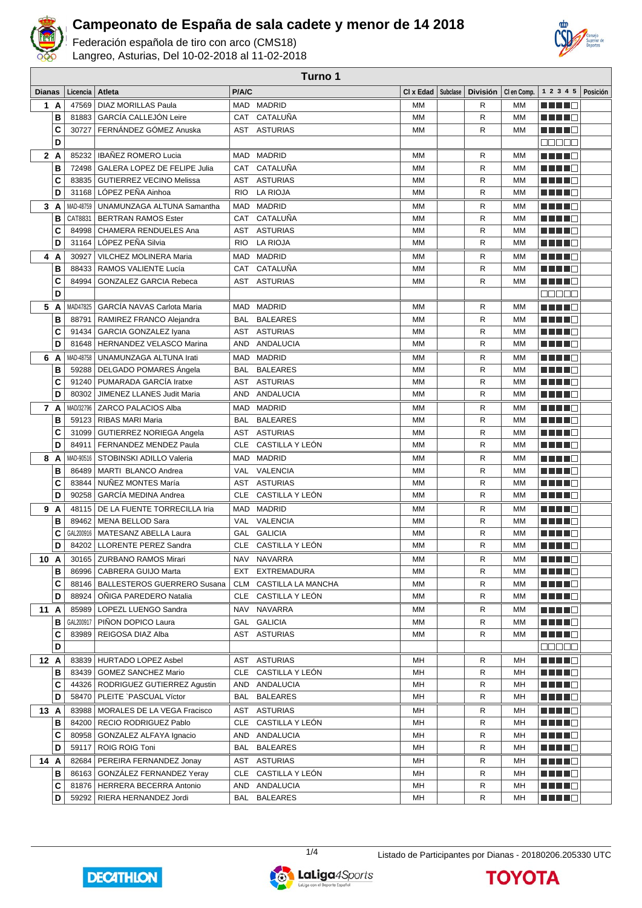# Campeonato de España de sala cadete y menor de 14 2018

Federación española de tiro con arco (CMS18)
Langreo, Asturias, Del 10-02-2018 al 11-02-2018

## Turno 1

| Dianas | | Licencia | Atleta | P/A/C | | Cl x Edad | Subclase | División | Cl en Comp. | 1 2 3 4 5 | Posición |
|---|---|---|---|---|---|---|---|---|---|---|---|
| 1 | A | 47569 | DIAZ MORILLAS Paula | MAD | MADRID | MM | | R | MM | | |
| | B | 81883 | GARCÍA CALLEJÓN Leire | CAT | CATALUÑA | MM | | R | MM | | |
| | C | 30727 | FERNÁNDEZ GÓMEZ Anuska | AST | ASTURIAS | MM | | R | MM | | |
| | D | | | | | | | | | | |
| 2 | A | 85232 | IBAÑEZ ROMERO Lucia | MAD | MADRID | MM | | R | MM | | |
| | B | 72498 | GALERA LOPEZ DE FELIPE Julia | CAT | CATALUÑA | MM | | R | MM | | |
| | C | 83835 | GUTIERREZ VECINO Melissa | AST | ASTURIAS | MM | | R | MM | | |
| | D | 31168 | LÓPEZ PEÑA Ainhoa | RIO | LA RIOJA | MM | | R | MM | | |
| 3 | A | MAD-48759 | UNAMUNZAGA ALTUNA Samantha | MAD | MADRID | MM | | R | MM | | |
| | B | CAT8831 | BERTRAN RAMOS Ester | CAT | CATALUÑA | MM | | R | MM | | |
| | C | 84998 | CHAMERA RENDUELES Ana | AST | ASTURIAS | MM | | R | MM | | |
| | D | 31164 | LÓPEZ PEÑA Silvia | RIO | LA RIOJA | MM | | R | MM | | |
| 4 | A | 30927 | VILCHEZ MOLINERA Maria | MAD | MADRID | MM | | R | MM | | |
| | B | 88433 | RAMOS VALIENTE Lucía | CAT | CATALUÑA | MM | | R | MM | | |
| | C | 84994 | GONZALEZ GARCIA Rebeca | AST | ASTURIAS | MM | | R | MM | | |
| | D | | | | | | | | | | |
| 5 | A | MAD47825 | GARCÍA NAVAS Carlota Maria | MAD | MADRID | MM | | R | MM | | |
| | B | 88791 | RAMIREZ FRANCO Alejandra | BAL | BALEARES | MM | | R | MM | | |
| | C | 91434 | GARCIA GONZALEZ Iyana | AST | ASTURIAS | MM | | R | MM | | |
| | D | 81648 | HERNANDEZ VELASCO Marina | AND | ANDALUCIA | MM | | R | MM | | |
| 6 | A | MAD-48758 | UNAMUNZAGA ALTUNA Irati | MAD | MADRID | MM | | R | MM | | |
| | B | 59288 | DELGADO POMARES Ángela | BAL | BALEARES | MM | | R | MM | | |
| | C | 91240 | PUMARADA GARCÍA Iratxe | AST | ASTURIAS | MM | | R | MM | | |
| | D | 80302 | JIMENEZ LLANES Judit Maria | AND | ANDALUCIA | MM | | R | MM | | |
| 7 | A | MAD32796 | ZARCO PALACIOS Alba | MAD | MADRID | MM | | R | MM | | |
| | B | 59123 | RIBAS MARI Maria | BAL | BALEARES | MM | | R | MM | | |
| | C | 31099 | GUTIERREZ NORIEGA Angela | AST | ASTURIAS | MM | | R | MM | | |
| | D | 84911 | FERNANDEZ MENDEZ Paula | CLE | CASTILLA Y LEÓN | MM | | R | MM | | |
| 8 | A | MAD-90516 | STOBINSKI ADILLO Valeria | MAD | MADRID | MM | | R | MM | | |
| | B | 86489 | MARTI BLANCO Andrea | VAL | VALENCIA | MM | | R | MM | | |
| | C | 83844 | NUÑEZ MONTES María | AST | ASTURIAS | MM | | R | MM | | |
| | D | 90258 | GARCÍA MEDINA Andrea | CLE | CASTILLA Y LEÓN | MM | | R | MM | | |
| 9 | A | 48115 | DE LA FUENTE TORRECILLA Iria | MAD | MADRID | MM | | R | MM | | |
| | B | 89462 | MENA BELLOD Sara | VAL | VALENCIA | MM | | R | MM | | |
| | C | GAL200916 | MATESANZ ABELLA Laura | GAL | GALICIA | MM | | R | MM | | |
| | D | 84202 | LLORENTE PEREZ Sandra | CLE | CASTILLA Y LEÓN | MM | | R | MM | | |
| 10 | A | 30165 | ZURBANO RAMOS Mirari | NAV | NAVARRA | MM | | R | MM | | |
| | B | 86996 | CABRERA GUIJO Marta | EXT | EXTREMADURA | MM | | R | MM | | |
| | C | 88146 | BALLESTEROS GUERRERO Susana | CLM | CASTILLA LA MANCHA | MM | | R | MM | | |
| | D | 88924 | OÑIGA PAREDERO Natalia | CLE | CASTILLA Y LEÓN | MM | | R | MM | | |
| 11 | A | 85989 | LOPEZL LUENGO Sandra | NAV | NAVARRA | MM | | R | MM | | |
| | B | GAL200917 | PIÑON DOPICO Laura | GAL | GALICIA | MM | | R | MM | | |
| | C | 83989 | REIGOSA DIAZ Alba | AST | ASTURIAS | MM | | R | MM | | |
| | D | | | | | | | | | | |
| 12 | A | 83839 | HURTADO LOPEZ Asbel | AST | ASTURIAS | MH | | R | MH | | |
| | B | 83439 | GOMEZ SANCHEZ Mario | CLE | CASTILLA Y LEÓN | MH | | R | MH | | |
| | C | 44326 | RODRIGUEZ GUTIERREZ Agustin | AND | ANDALUCIA | MH | | R | MH | | |
| | D | 58470 | PLEITE `PASCUAL Víctor | BAL | BALEARES | MH | | R | MH | | |
| 13 | A | 83988 | MORALES DE LA VEGA Fracisco | AST | ASTURIAS | MH | | R | MH | | |
| | B | 84200 | RECIO RODRIGUEZ Pablo | CLE | CASTILLA Y LEÓN | MH | | R | MH | | |
| | C | 80958 | GONZALEZ ALFAYA Ignacio | AND | ANDALUCIA | MH | | R | MH | | |
| | D | 59117 | ROIG ROIG Toni | BAL | BALEARES | MH | | R | MH | | |
| 14 | A | 82684 | PEREIRA FERNANDEZ Jonay | AST | ASTURIAS | MH | | R | MH | | |
| | B | 86163 | GONZÁLEZ FERNANDEZ Yeray | CLE | CASTILLA Y LEÓN | MH | | R | MH | | |
| | C | 81876 | HERRERA BECERRA Antonio | AND | ANDALUCIA | MH | | R | MH | | |
| | D | 59292 | RIERA HERNANDEZ Jordi | BAL | BALEARES | MH | | R | MH | | |

Listado de Participantes por Dianas - 20180206.205330 UTC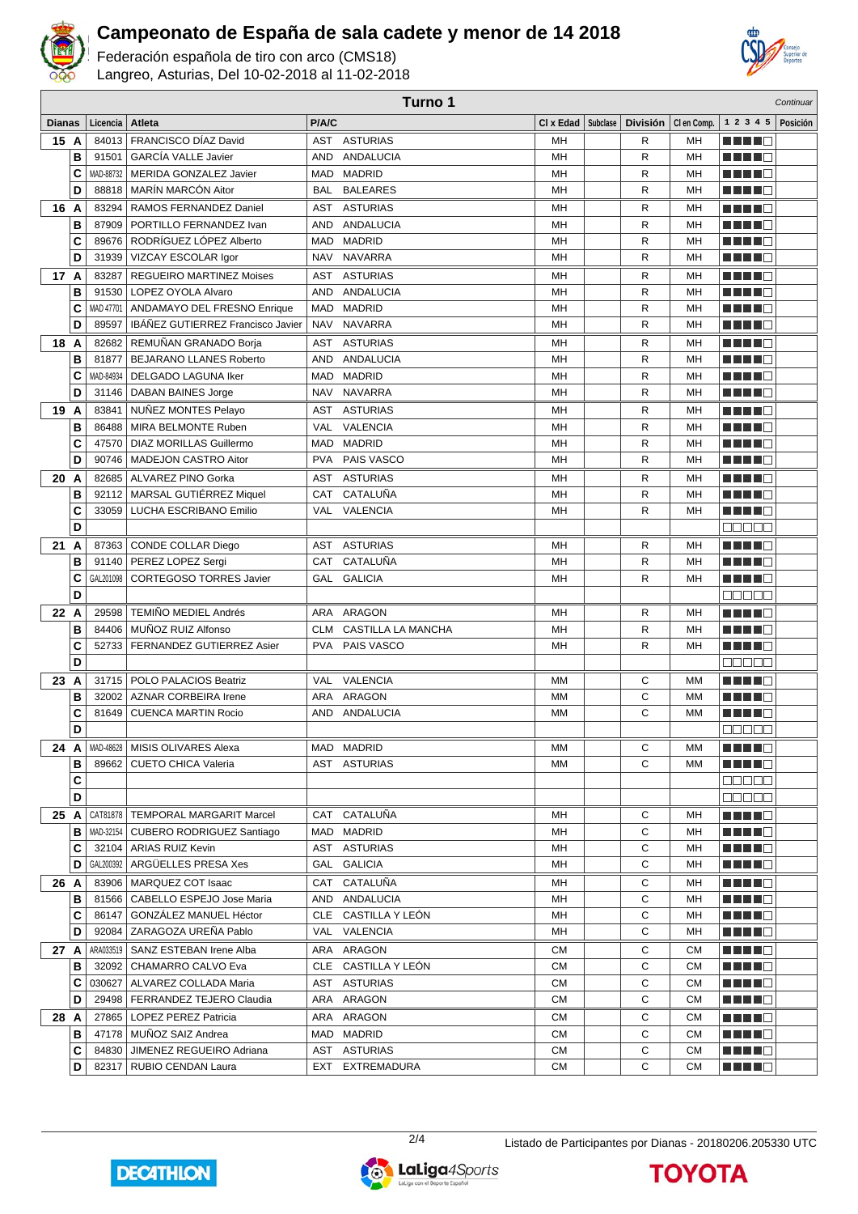# Campeonato de España de sala cadete y menor de 14 2018

Federación española de tiro con arco (CMS18)
Langreo, Asturias, Del 10-02-2018 al 11-02-2018

## Turno 1

*Continuar*

| Dianas | | Licencia | Atleta | P/A/C | | Cl x Edad | Subclase | División | Cl en Comp. | 1 2 3 4 5 | Posición |
|---|---|---|---|---|---|---|---|---|---|---|---|
| 15 | A | 84013 | FRANCISCO DÍAZ David | AST | ASTURIAS | MH | | R | MH | | |
| | B | 91501 | GARCÍA VALLE Javier | AND | ANDALUCIA | MH | | R | MH | | |
| | C | MAD-88732 | MERIDA GONZALEZ Javier | MAD | MADRID | MH | | R | MH | | |
| | D | 88818 | MARÍN MARCÓN Aitor | BAL | BALEARES | MH | | R | MH | | |
| 16 | A | 83294 | RAMOS FERNANDEZ Daniel | AST | ASTURIAS | MH | | R | MH | | |
| | B | 87909 | PORTILLO FERNANDEZ Ivan | AND | ANDALUCIA | MH | | R | MH | | |
| | C | 89676 | RODRÍGUEZ LÓPEZ Alberto | MAD | MADRID | MH | | R | MH | | |
| | D | 31939 | VIZCAY ESCOLAR Igor | NAV | NAVARRA | MH | | R | MH | | |
| 17 | A | 83287 | REGUEIRO MARTINEZ Moises | AST | ASTURIAS | MH | | R | MH | | |
| | B | 91530 | LOPEZ OYOLA Alvaro | AND | ANDALUCIA | MH | | R | MH | | |
| | C | MAD 47701 | ANDAMAYO DEL FRESNO Enrique | MAD | MADRID | MH | | R | MH | | |
| | D | 89597 | IBÁÑEZ GUTIERREZ Francisco Javier | NAV | NAVARRA | MH | | R | MH | | |
| 18 | A | 82682 | REMUÑAN GRANADO Borja | AST | ASTURIAS | MH | | R | MH | | |
| | B | 81877 | BEJARANO LLANES Roberto | AND | ANDALUCIA | MH | | R | MH | | |
| | C | MAD-84934 | DELGADO LAGUNA Iker | MAD | MADRID | MH | | R | MH | | |
| | D | 31146 | DABAN BAINES Jorge | NAV | NAVARRA | MH | | R | MH | | |
| 19 | A | 83841 | NUÑEZ MONTES Pelayo | AST | ASTURIAS | MH | | R | MH | | |
| | B | 86488 | MIRA BELMONTE Ruben | VAL | VALENCIA | MH | | R | MH | | |
| | C | 47570 | DIAZ MORILLAS Guillermo | MAD | MADRID | MH | | R | MH | | |
| | D | 90746 | MADEJON CASTRO Aitor | PVA | PAIS VASCO | MH | | R | MH | | |
| 20 | A | 82685 | ALVAREZ PINO Gorka | AST | ASTURIAS | MH | | R | MH | | |
| | B | 92112 | MARSAL GUTIÉRREZ Miquel | CAT | CATALUÑA | MH | | R | MH | | |
| | C | 33059 | LUCHA ESCRIBANO Emilio | VAL | VALENCIA | MH | | R | MH | | |
| | D | | | | | | | | | | |
| 21 | A | 87363 | CONDE COLLAR Diego | AST | ASTURIAS | MH | | R | MH | | |
| | B | 91140 | PEREZ LOPEZ Sergi | CAT | CATALUÑA | MH | | R | MH | | |
| | C | GAL201098 | CORTEGOSO TORRES Javier | GAL | GALICIA | MH | | R | MH | | |
| | D | | | | | | | | | | |
| 22 | A | 29598 | TEMIÑO MEDIEL Andrés | ARA | ARAGON | MH | | R | MH | | |
| | B | 84406 | MUÑOZ RUIZ Alfonso | CLM | CASTILLA LA MANCHA | MH | | R | MH | | |
| | C | 52733 | FERNANDEZ GUTIERREZ Asier | PVA | PAIS VASCO | MH | | R | MH | | |
| | D | | | | | | | | | | |
| 23 | A | 31715 | POLO PALACIOS Beatriz | VAL | VALENCIA | MM | | C | MM | | |
| | B | 32002 | AZNAR CORBEIRA Irene | ARA | ARAGON | MM | | C | MM | | |
| | C | 81649 | CUENCA MARTIN Rocio | AND | ANDALUCIA | MM | | C | MM | | |
| | D | | | | | | | | | | |
| 24 | A | MAD-48628 | MISIS OLIVARES Alexa | MAD | MADRID | MM | | C | MM | | |
| | B | 89662 | CUETO CHICA Valeria | AST | ASTURIAS | MM | | C | MM | | |
| | C | | | | | | | | | | |
| | D | | | | | | | | | | |
| 25 | A | CAT81878 | TEMPORAL MARGARIT Marcel | CAT | CATALUÑA | MH | | C | MH | | |
| | B | MAD-32154 | CUBERO RODRIGUEZ Santiago | MAD | MADRID | MH | | C | MH | | |
| | C | 32104 | ARIAS RUIZ Kevin | AST | ASTURIAS | MH | | C | MH | | |
| | D | GAL200392 | ARGÜELLES PRESA Xes | GAL | GALICIA | MH | | C | MH | | |
| 26 | A | 83906 | MARQUEZ COT Isaac | CAT | CATALUÑA | MH | | C | MH | | |
| | B | 81566 | CABELLO ESPEJO Jose Maria | AND | ANDALUCIA | MH | | C | MH | | |
| | C | 86147 | GONZÁLEZ MANUEL Héctor | CLE | CASTILLA Y LEÓN | MH | | C | MH | | |
| | D | 92084 | ZARAGOZA UREÑA Pablo | VAL | VALENCIA | MH | | C | MH | | |
| 27 | A | ARA033519 | SANZ ESTEBAN Irene Alba | ARA | ARAGON | CM | | C | CM | | |
| | B | 32092 | CHAMARRO CALVO Eva | CLE | CASTILLA Y LEÓN | CM | | C | CM | | |
| | C | 030627 | ALVAREZ COLLADA Maria | AST | ASTURIAS | CM | | C | CM | | |
| | D | 29498 | FERRANDEZ TEJERO Claudia | ARA | ARAGON | CM | | C | CM | | |
| 28 | A | 27865 | LOPEZ PEREZ Patricia | ARA | ARAGON | CM | | C | CM | | |
| | B | 47178 | MUÑOZ SAIZ Andrea | MAD | MADRID | CM | | C | CM | | |
| | C | 84830 | JIMENEZ REGUEIRO Adriana | AST | ASTURIAS | CM | | C | CM | | |
| | D | 82317 | RUBIO CENDAN Laura | EXT | EXTREMADURA | CM | | C | CM | | |

Listado de Participantes por Dianas - 20180206.205330 UTC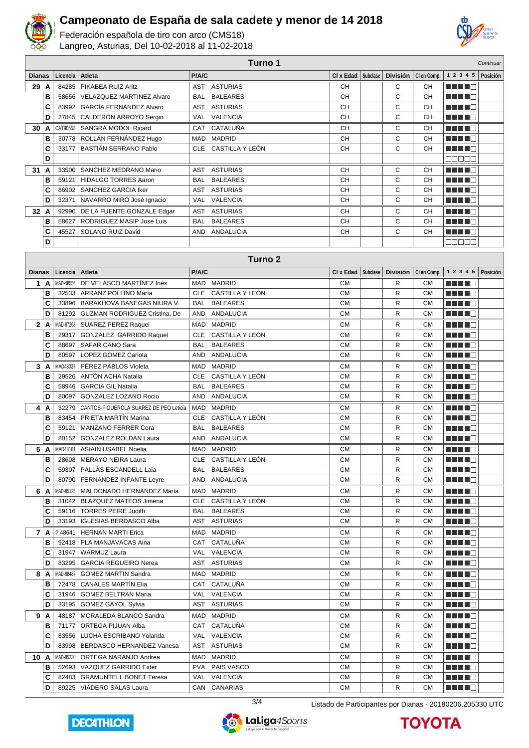# Campeonato de España de sala cadete y menor de 14 2018

Federación española de tiro con arco (CMS18)
Langreo, Asturias, Del 10-02-2018 al 11-02-2018

## Turno 1

*Continuar*

| Dianas | | Licencia | Atleta | P/A/C | | Cl x Edad | Subclase | División | Cl en Comp. | 1 2 3 4 5 | Posición |
|---|---|---|---|---|---|---|---|---|---|---|---|
| 29 | A | 84285 | PIKABEA RUIZ Aritz | AST | ASTURIAS | CH | | C | CH | ■■■■□ | |
| | B | 58656 | VELAZQUEZ MARTINEZ Alvaro | BAL | BALEARES | CH | | C | CH | ■■■■□ | |
| | C | 83992 | GARCÍA FERNÁNDEZ Alvaro | AST | ASTURIAS | CH | | C | CH | ■■■■□ | |
| | D | 27845 | CALDERÓN ARROYO Sergio | VAL | VALENCIA | CH | | C | CH | ■■■■□ | |
| 30 | A | CAT90553 | SANGRÁ MODOL Ricard | CAT | CATALUÑA | CH | | C | CH | ■■■■□ | |
| | B | 30778 | ROLLÁN FERNÁNDEZ Hugo | MAD | MADRID | CH | | C | CH | ■■■■□ | |
| | C | 33177 | BASTIÁN SERRANO Pablo | CLE | CASTILLA Y LEÓN | CH | | C | CH | ■■■■□ | |
| | D | | | | | | | | | □□□□□ | |
| 31 | A | 33500 | SANCHEZ MEDRANO Mario | AST | ASTURIAS | CH | | C | CH | ■■■■□ | |
| | B | 59121 | HIDALGO TORRES Aaron | BAL | BALEARES | CH | | C | CH | ■■■■□ | |
| | C | 86902 | SANCHEZ GARCIA Iker | AST | ASTURIAS | CH | | C | CH | ■■■■□ | |
| | D | 32371 | NAVARRO MIRÓ José Ignacio | VAL | VALENCIA | CH | | C | CH | ■■■■□ | |
| 32 | A | 92990 | DE LA FUENTE GONZALE Edgar | AST | ASTURIAS | CH | | C | CH | ■■■■□ | |
| | B | 58627 | RODRIGUEZ MASIP Jose Luis | BAL | BALEARES | CH | | C | CH | ■■■■□ | |
| | C | 45527 | SOLANO RUIZ David | AND | ANDALUCIA | CH | | C | CH | ■■■■□ | |
| | D | | | | | | | | | □□□□□ | |

## Turno 2

| Dianas | | Licencia | Atleta | P/A/C | | Cl x Edad | Subclase | División | Cl en Comp. | 1 2 3 4 5 | Posición |
|---|---|---|---|---|---|---|---|---|---|---|---|
| 1 | A | MAD-48556 | DE VELASCO MARTÍNEZ Inés | MAD | MADRID | CM | | R | CM | ■■■■□ | |
| | B | 32533 | ARRANZ POLLINO María | CLE | CASTILLA Y LEÓN | CM | | R | CM | ■■■■□ | |
| | C | 33896 | BARAKHOVA BANEGAS NIURA V. | BAL | BALEARES | CM | | R | CM | ■■■■□ | |
| | D | 81292 | GUZMAN RODRIGUEZ Cristina, De | AND | ANDALUCIA | CM | | R | CM | ■■■■□ | |
| 2 | A | MAD-87268 | SUAREZ PEREZ Raquel | MAD | MADRID | CM | | R | CM | ■■■■□ | |
| | B | 29317 | GONZALEZ GARRIDO Raquel | CLE | CASTILLA Y LEÓN | CM | | R | CM | ■■■■□ | |
| | C | 88697 | SAFAR CANO Sara | BAL | BALEARES | CM | | R | CM | ■■■■□ | |
| | D | 80597 | LOPEZ GOMEZ Carlota | AND | ANDALUCIA | CM | | R | CM | ■■■■□ | |
| 3 | A | MAD48037 | PÉREZ PABLOS Violeta | MAD | MADRID | CM | | R | CM | ■■■■□ | |
| | B | 29526 | ANTÓN ACHA Natalia | CLE | CASTILLA Y LEÓN | CM | | R | CM | ■■■■□ | |
| | C | 58946 | GARCIA GIL Natalia | BAL | BALEARES | CM | | R | CM | ■■■■□ | |
| | D | 80097 | GONZALEZ LOZANO Rocio | AND | ANDALUCIA | CM | | R | CM | ■■■■□ | |
| 4 | A | 32279 | CANTOS-FIGUEROLA SUAREZ DE PEO Leticia | MAD | MADRID | CM | | R | CM | ■■■■□ | |
| | B | 83454 | PRIETA MARTÍN Marina | CLE | CASTILLA Y LEÓN | CM | | R | CM | ■■■■□ | |
| | C | 59121 | MANZANO FERRER Cora | BAL | BALEARES | CM | | R | CM | ■■■■□ | |
| | D | 80152 | GONZALEZ ROLDAN Laura | AND | ANDALUCIA | CM | | R | CM | ■■■■□ | |
| 5 | A | MAD48161 | ASIAIN USABEL Noelia | MAD | MADRID | CM | | R | CM | ■■■■□ | |
| | B | 28608 | MERAYO NEIRA Laura | CLE | CASTILLA Y LEÓN | CM | | R | CM | ■■■■□ | |
| | C | 59307 | PALLÀS ESCANDELL Laia | BAL | BALEARES | CM | | R | CM | ■■■■□ | |
| | D | 80790 | FERNANDEZ INFANTE Leyre | AND | ANDALUCIA | CM | | R | CM | ■■■■□ | |
| 6 | A | MAD-85125 | MALDONADO HERNÁNDEZ María | MAD | MADRID | CM | | R | CM | ■■■■□ | |
| | B | 31042 | BLAZQUEZ MATEOS Jimena | CLE | CASTILLA Y LEÓN | CM | | R | CM | ■■■■□ | |
| | C | 59116 | TORRES PEIRE Judith | BAL | BALEARES | CM | | R | CM | ■■■■□ | |
| | D | 33193 | IGLESIAS BERDASCO Alba | AST | ASTURIAS | CM | | R | CM | ■■■■□ | |
| 7 | A | ? 48641 | HERNAN MARTI Erica | MAD | MADRID | CM | | R | CM | ■■■■□ | |
| | B | 92418 | PLA MANJAVACAS Aina | CAT | CATALUÑA | CM | | R | CM | ■■■■□ | |
| | C | 31947 | WARMUZ Laura | VAL | VALENCIA | CM | | R | CM | ■■■■□ | |
| | D | 83295 | GARCIA REGUEIRO Nerea | AST | ASTURIAS | CM | | R | CM | ■■■■□ | |
| 8 | A | MAD-88487 | GOMEZ MARTIN Sandra | MAD | MADRID | CM | | R | CM | ■■■■□ | |
| | B | 72478 | CANALES MARTÍN Elia | CAT | CATALUÑA | CM | | R | CM | ■■■■□ | |
| | C | 31946 | GOMEZ BELTRAN Maria | VAL | VALENCIA | CM | | R | CM | ■■■■□ | |
| | D | 33195 | GOMEZ GAYOL Sylvia | AST | ASTURIAS | CM | | R | CM | ■■■■□ | |
| 9 | A | 48187 | MORALEDA BLANCO Sandra | MAD | MADRID | CM | | R | CM | ■■■■□ | |
| | B | 71177 | ORTEGA PIJUAN Alba | CAT | CATALUÑA | CM | | R | CM | ■■■■□ | |
| | C | 83556 | LUCHA ESCRIBANO Yolanda | VAL | VALENCIA | CM | | R | CM | ■■■■□ | |
| | D | 83998 | BERDASCO HERNANDEZ Vanesa | AST | ASTURIAS | CM | | R | CM | ■■■■□ | |
| 10 | A | MAD-85230 | ORTEGA NARANJO Andrea | MAD | MADRID | CM | | R | CM | ■■■■□ | |
| | B | 52693 | VAZQUEZ GARRIDO Eider | PVA | PAIS VASCO | CM | | R | CM | ■■■■□ | |
| | C | 82483 | GRAMUNTELL BONET Teresa | VAL | VALENCIA | CM | | R | CM | ■■■■□ | |
| | D | 89225 | VIADERO SALAS Laura | CAN | CANARIAS | CM | | R | CM | ■■■■□ | |

Listado de Participantes por Dianas - 20180206.205330 UTC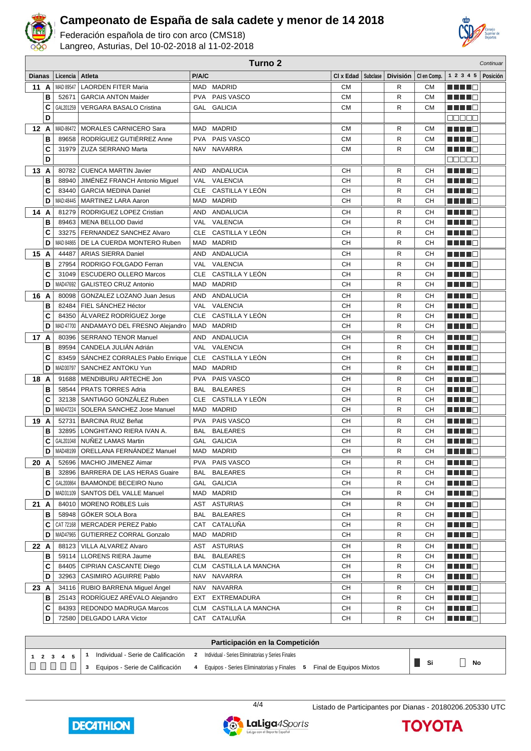# Campeonato de España de sala cadete y menor de 14 2018

Federación española de tiro con arco (CMS18)
Langreo, Asturias, Del 10-02-2018 al 11-02-2018

## Turno 2

*Continuar*

| Dianas | | Licencia | Atleta | P/A/C | | Cl x Edad | Subclase | División | Cl en Comp. | 1 2 3 4 5 | Posición |
|---|---|---|---|---|---|---|---|---|---|---|---|
| 11 | A | MAD 89547 | LAORDEN FITER Maria | MAD | MADRID | CM | | R | CM | | |
| | B | 52671 | GARCIA ANTON Maider | PVA | PAIS VASCO | CM | | R | CM | | |
| | C | GAL201259 | VERGARA BASALO Cristina | GAL | GALICIA | CM | | R | CM | | |
| | D | | | | | | | | | | |
| 12 | A | MAD-86472 | MORALES CARNICERO Sara | MAD | MADRID | CM | | R | CM | | |
| | B | 89658 | RODRÍGUEZ GUTIÉRREZ Anne | PVA | PAIS VASCO | CM | | R | CM | | |
| | C | 31979 | ZUZA SERRANO Marta | NAV | NAVARRA | CM | | R | CM | | |
| | D | | | | | | | | | | |
| 13 | A | 80782 | CUENCA MARTIN Javier | AND | ANDALUCIA | CH | | R | CH | | |
| | B | 88940 | JIMÉNEZ FRANCH Antonio Miguel | VAL | VALENCIA | CH | | R | CH | | |
| | C | 83440 | GARCIA MEDINA Daniel | CLE | CASTILLA Y LEÓN | CH | | R | CH | | |
| | D | MAD48445 | MARTINEZ LARA Aaron | MAD | MADRID | CH | | R | CH | | |
| 14 | A | 81279 | RODRIGUEZ LOPEZ Cristian | AND | ANDALUCIA | CH | | R | CH | | |
| | B | 89463 | MENA BELLOD David | VAL | VALENCIA | CH | | R | CH | | |
| | C | 33275 | FERNANDEZ SANCHEZ Alvaro | CLE | CASTILLA Y LEÓN | CH | | R | CH | | |
| | D | MAD 84865 | DE LA CUERDA MONTERO Ruben | MAD | MADRID | CH | | R | CH | | |
| 15 | A | 44487 | ARIAS SIERRA Daniel | AND | ANDALUCIA | CH | | R | CH | | |
| | B | 27954 | RODRIGO FOLGADO Ferran | VAL | VALENCIA | CH | | R | CH | | |
| | C | 31049 | ESCUDERO OLLERO Marcos | CLE | CASTILLA Y LEÓN | CH | | R | CH | | |
| | D | MAD47692 | GALISTEO CRUZ Antonio | MAD | MADRID | CH | | R | CH | | |
| 16 | A | 80098 | GONZALEZ LOZANO Juan Jesus | AND | ANDALUCIA | CH | | R | CH | | |
| | B | 82484 | FIEL SÁNCHEZ Héctor | VAL | VALENCIA | CH | | R | CH | | |
| | C | 84350 | ÁLVAREZ RODRÍGUEZ Jorge | CLE | CASTILLA Y LEÓN | CH | | R | CH | | |
| | D | MAD 47700 | ANDAMAYO DEL FRESNO Alejandro | MAD | MADRID | CH | | R | CH | | |
| 17 | A | 80396 | SERRANO TENOR Manuel | AND | ANDALUCIA | CH | | R | CH | | |
| | B | 89594 | CANDELA JULIÁN Adrián | VAL | VALENCIA | CH | | R | CH | | |
| | C | 83459 | SÁNCHEZ CORRALES Pablo Enrique | CLE | CASTILLA Y LEÓN | CH | | R | CH | | |
| | D | MAD30797 | SANCHEZ ANTOKU Yun | MAD | MADRID | CH | | R | CH | | |
| 18 | A | 91688 | MENDIBURU ARTECHE Jon | PVA | PAIS VASCO | CH | | R | CH | | |
| | B | 58544 | PRATS TORRES Adria | BAL | BALEARES | CH | | R | CH | | |
| | C | 32138 | SANTIAGO GONZÁLEZ Ruben | CLE | CASTILLA Y LEÓN | CH | | R | CH | | |
| | D | MAD47224 | SOLERA SANCHEZ Jose Manuel | MAD | MADRID | CH | | R | CH | | |
| 19 | A | 52731 | BARCINA RUIZ Beñat | PVA | PAIS VASCO | CH | | R | CH | | |
| | B | 32895 | LONGHITANO RIERA IVAN A. | BAL | BALEARES | CH | | R | CH | | |
| | C | GAL201048 | NUÑEZ LAMAS Martin | GAL | GALICIA | CH | | R | CH | | |
| | D | MAD48199 | ORELLANA FERNÁNDEZ Manuel | MAD | MADRID | CH | | R | CH | | |
| 20 | A | 52696 | MACHIO JIMENEZ Aimar | PVA | PAIS VASCO | CH | | R | CH | | |
| | B | 32896 | BARRERA DE LAS HERAS Guaire | BAL | BALEARES | CH | | R | CH | | |
| | C | GAL200864 | BAAMONDE BECEIRO Nuno | GAL | GALICIA | CH | | R | CH | | |
| | D | MAD31109 | SANTOS DEL VALLE Manuel | MAD | MADRID | CH | | R | CH | | |
| 21 | A | 84010 | MORENO ROBLES Luis | AST | ASTURIAS | CH | | R | CH | | |
| | B | 58948 | GÖKER SOLA Bora | BAL | BALEARES | CH | | R | CH | | |
| | C | CAT 72168 | MERCADER PEREZ Pablo | CAT | CATALUÑA | CH | | R | CH | | |
| | D | MAD47965 | GUTIERREZ CORRAL Gonzalo | MAD | MADRID | CH | | R | CH | | |
| 22 | A | 88123 | VILLA ALVAREZ Alvaro | AST | ASTURIAS | CH | | R | CH | | |
| | B | 59114 | LLORENS RIERA Jaume | BAL | BALEARES | CH | | R | CH | | |
| | C | 84405 | CIPRIAN CASCANTE Diego | CLM | CASTILLA LA MANCHA | CH | | R | CH | | |
| | D | 32963 | CASIMIRO AGUIRRE Pablo | NAV | NAVARRA | CH | | R | CH | | |
| 23 | A | 34116 | RUBIO BARRENA Miguel Ángel | NAV | NAVARRA | CH | | R | CH | | |
| | B | 25143 | RODRÍGUEZ ARÉVALO Alejandro | EXT | EXTREMADURA | CH | | R | CH | | |
| | C | 84393 | REDONDO MADRUGA Marcos | CLM | CASTILLA LA MANCHA | CH | | R | CH | | |
| | D | 72580 | DELGADO LARA Victor | CAT | CATALUÑA | CH | | R | CH | | |

### Participación en la Competición

1 2 3 4 5

1 Individual - Serie de Calificación 2 Individual - Series Eliminatorias y Series Finales
3 Equipos - Serie de Calificación 4 Equipos - Series Eliminatorias y Finales 5 Final de Equipos Mixtos

Si No

Listado de Participantes por Dianas - 20180206.205330 UTC